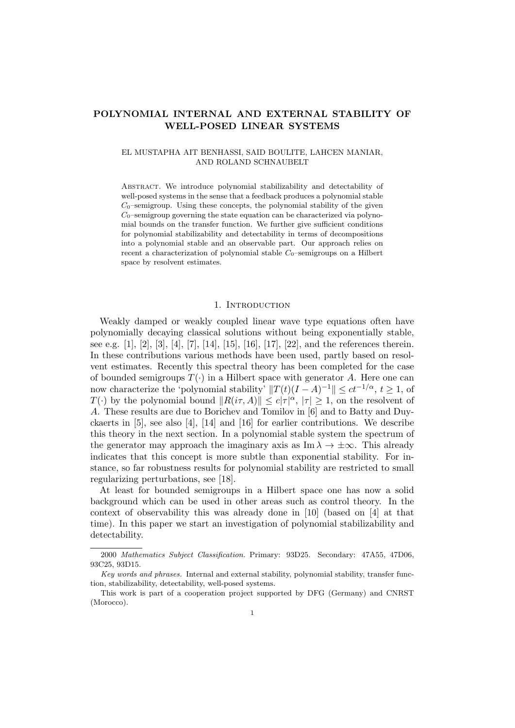# POLYNOMIAL INTERNAL AND EXTERNAL STABILITY OF WELL-POSED LINEAR SYSTEMS

EL MUSTAPHA AIT BENHASSI, SAID BOULITE, LAHCEN MANIAR, AND ROLAND SCHNAUBELT

ABSTRACT. We introduce polynomial stabilizability and detectability of well-posed systems in the sense that a feedback produces a polynomial stable $C_0$–semigroup. Using these concepts, the polynomial stability of the given $C_0$–semigroup governing the state equation can be characterized via polynomial bounds on the transfer function. We further give sufficient conditions for polynomial stabilizability and detectability in terms of decompositions into a polynomial stable and an observable part. Our approach relies on recent a characterization of polynomial stable $C_0$–semigroups on a Hilbert space by resolvent estimates.

## 1. INTRODUCTION

Weakly damped or weakly coupled linear wave type equations often have polynomially decaying classical solutions without being exponentially stable, see e.g. [1], [2], [3], [4], [7], [14], [15], [16], [17], [22], and the references therein. In these contributions various methods have been used, partly based on resolvent estimates. Recently this spectral theory has been completed for the case of bounded semigroups $T(\cdot)$ in a Hilbert space with generator $A$. Here one can now characterize the 'polynomial stability' $\|T(t)(I-A)^{-1}\| \leq ct^{-1/\alpha}$, $t \geq 1$, of $T(\cdot)$ by the polynomial bound $\|R(i\tau, A)\| \leq c|\tau|^{\alpha}$, $|\tau| \geq 1$, on the resolvent of $A$. These results are due to Borichev and Tomilov in [6] and to Batty and Duyckaerts in [5], see also [4], [14] and [16] for earlier contributions. We describe this theory in the next section. In a polynomial stable system the spectrum of the generator may approach the imaginary axis as $\operatorname{Im} \lambda \to \pm\infty$. This already indicates that this concept is more subtle than exponential stability. For instance, so far robustness results for polynomial stability are restricted to small regularizing perturbations, see [18].

At least for bounded semigroups in a Hilbert space one has now a solid background which can be used in other areas such as control theory. In the context of observability this was already done in [10] (based on [4] at that time). In this paper we start an investigation of polynomial stabilizability and detectability.

---

2000 *Mathematics Subject Classification.* Primary: 93D25. Secondary: 47A55, 47D06, 93C25, 93D15.

*Key words and phrases.* Internal and external stability, polynomial stability, transfer function, stabilizability, detectability, well-posed systems.

This work is part of a cooperation project supported by DFG (Germany) and CNRST (Morocco).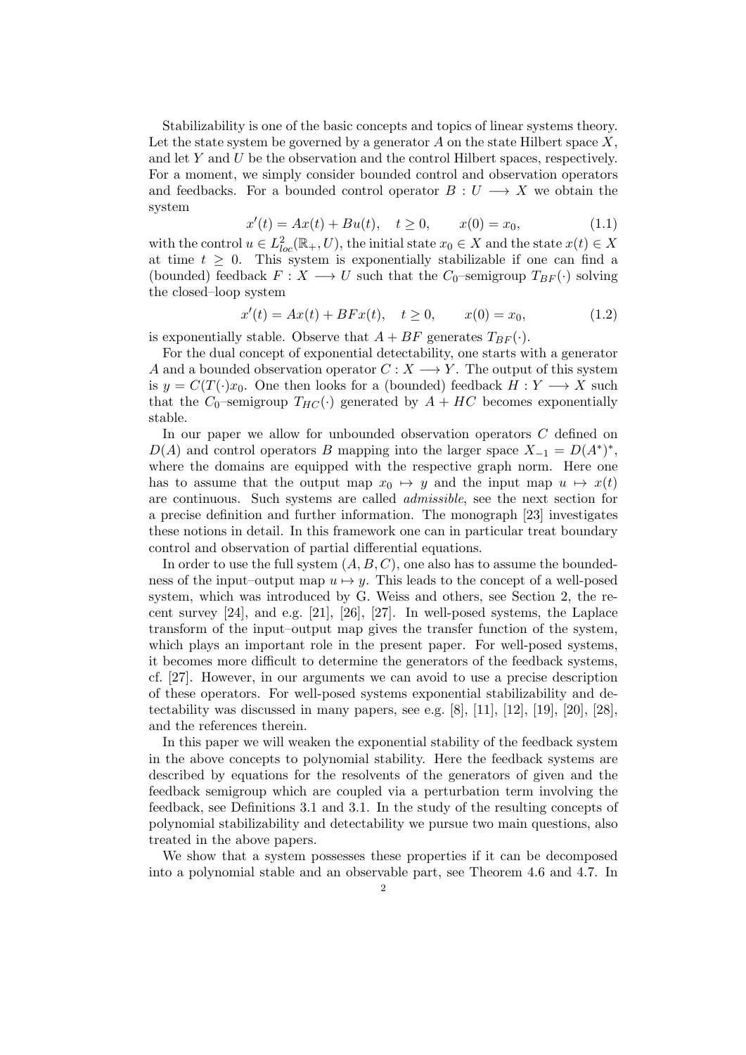Stabilizability is one of the basic concepts and topics of linear systems theory. Let the state system be governed by a generator $A$ on the state Hilbert space $X$, and let $Y$ and $U$ be the observation and the control Hilbert spaces, respectively. For a moment, we simply consider bounded control and observation operators and feedbacks. For a bounded control operator $B : U \longrightarrow X$ we obtain the system

$$x'(t) = Ax(t) + Bu(t), \quad t \geq 0, \qquad x(0) = x_0, \tag{1.1}$$

with the control $u \in L^2_{loc}(\mathbb{R}_+, U)$, the initial state $x_0 \in X$ and the state $x(t) \in X$ at time $t \geq 0$. This system is exponentially stabilizable if one can find a (bounded) feedback $F : X \longrightarrow U$ such that the $C_0$–semigroup $T_{BF}(\cdot)$ solving the closed–loop system

$$x'(t) = Ax(t) + BFx(t), \quad t \geq 0, \qquad x(0) = x_0, \tag{1.2}$$

is exponentially stable. Observe that $A + BF$ generates $T_{BF}(\cdot)$.

For the dual concept of exponential detectability, one starts with a generator $A$ and a bounded observation operator $C : X \longrightarrow Y$. The output of this system is $y = C(T(\cdot)x_0$. One then looks for a (bounded) feedback $H : Y \longrightarrow X$ such that the $C_0$–semigroup $T_{HC}(\cdot)$ generated by $A + HC$ becomes exponentially stable.

In our paper we allow for unbounded observation operators $C$ defined on $D(A)$ and control operators $B$ mapping into the larger space $X_{-1} = D(A^*)^*$, where the domains are equipped with the respective graph norm. Here one has to assume that the output map $x_0 \mapsto y$ and the input map $u \mapsto x(t)$ are continuous. Such systems are called *admissible*, see the next section for a precise definition and further information. The monograph [23] investigates these notions in detail. In this framework one can in particular treat boundary control and observation of partial differential equations.

In order to use the full system $(A, B, C)$, one also has to assume the boundedness of the input–output map $u \mapsto y$. This leads to the concept of a well-posed system, which was introduced by G. Weiss and others, see Section 2, the recent survey [24], and e.g. [21], [26], [27]. In well-posed systems, the Laplace transform of the input–output map gives the transfer function of the system, which plays an important role in the present paper. For well-posed systems, it becomes more difficult to determine the generators of the feedback systems, cf. [27]. However, in our arguments we can avoid to use a precise description of these operators. For well-posed systems exponential stabilizability and detectability was discussed in many papers, see e.g. [8], [11], [12], [19], [20], [28], and the references therein.

In this paper we will weaken the exponential stability of the feedback system in the above concepts to polynomial stability. Here the feedback systems are described by equations for the resolvents of the generators of given and the feedback semigroup which are coupled via a perturbation term involving the feedback, see Definitions 3.1 and 3.1. In the study of the resulting concepts of polynomial stabilizability and detectability we pursue two main questions, also treated in the above papers.

We show that a system possesses these properties if it can be decomposed into a polynomial stable and an observable part, see Theorem 4.6 and 4.7. In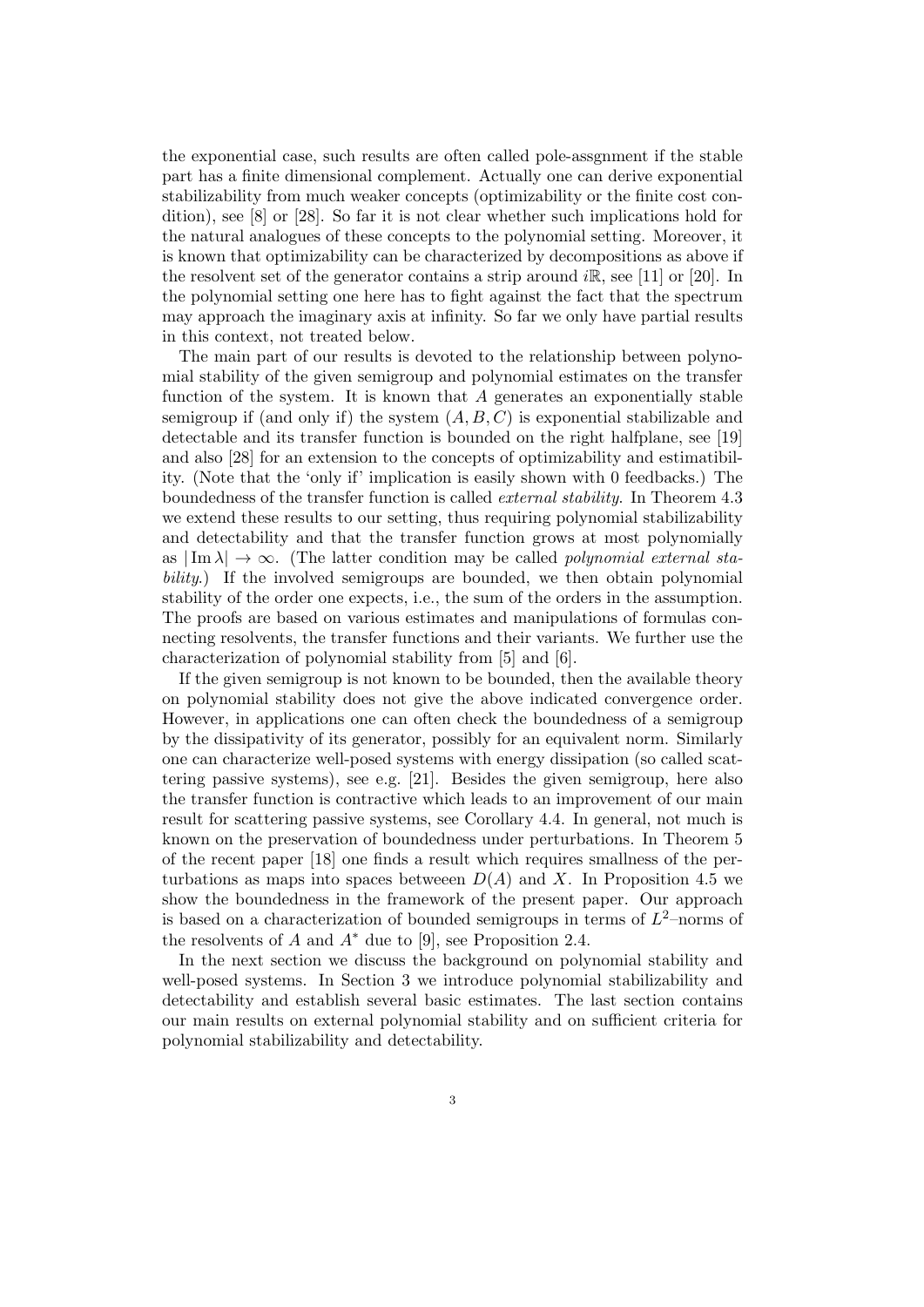the exponential case, such results are often called pole-assgnment if the stable part has a finite dimensional complement. Actually one can derive exponential stabilizability from much weaker concepts (optimizability or the finite cost condition), see [8] or [28]. So far it is not clear whether such implications hold for the natural analogues of these concepts to the polynomial setting. Moreover, it is known that optimizability can be characterized by decompositions as above if the resolvent set of the generator contains a strip around $i\mathbb{R}$, see [11] or [20]. In the polynomial setting one here has to fight against the fact that the spectrum may approach the imaginary axis at infinity. So far we only have partial results in this context, not treated below.

The main part of our results is devoted to the relationship between polynomial stability of the given semigroup and polynomial estimates on the transfer function of the system. It is known that $A$ generates an exponentially stable semigroup if (and only if) the system $(A, B, C)$ is exponential stabilizable and detectable and its transfer function is bounded on the right halfplane, see [19] and also [28] for an extension to the concepts of optimizability and estimatibility. (Note that the 'only if' implication is easily shown with 0 feedbacks.) The boundedness of the transfer function is called *external stability*. In Theorem 4.3 we extend these results to our setting, thus requiring polynomial stabilizability and detectability and that the transfer function grows at most polynomially as $|\operatorname{Im}\lambda| \to \infty$. (The latter condition may be called *polynomial external stability*.) If the involved semigroups are bounded, we then obtain polynomial stability of the order one expects, i.e., the sum of the orders in the assumption. The proofs are based on various estimates and manipulations of formulas connecting resolvents, the transfer functions and their variants. We further use the characterization of polynomial stability from [5] and [6].

If the given semigroup is not known to be bounded, then the available theory on polynomial stability does not give the above indicated convergence order. However, in applications one can often check the boundedness of a semigroup by the dissipativity of its generator, possibly for an equivalent norm. Similarly one can characterize well-posed systems with energy dissipation (so called scattering passive systems), see e.g. [21]. Besides the given semigroup, here also the transfer function is contractive which leads to an improvement of our main result for scattering passive systems, see Corollary 4.4. In general, not much is known on the preservation of boundedness under perturbations. In Theorem 5 of the recent paper [18] one finds a result which requires smallness of the perturbations as maps into spaces betweeen $D(A)$ and $X$. In Proposition 4.5 we show the boundedness in the framework of the present paper. Our approach is based on a characterization of bounded semigroups in terms of $L^2$–norms of the resolvents of $A$ and $A^*$ due to [9], see Proposition 2.4.

In the next section we discuss the background on polynomial stability and well-posed systems. In Section 3 we introduce polynomial stabilizability and detectability and establish several basic estimates. The last section contains our main results on external polynomial stability and on sufficient criteria for polynomial stabilizability and detectability.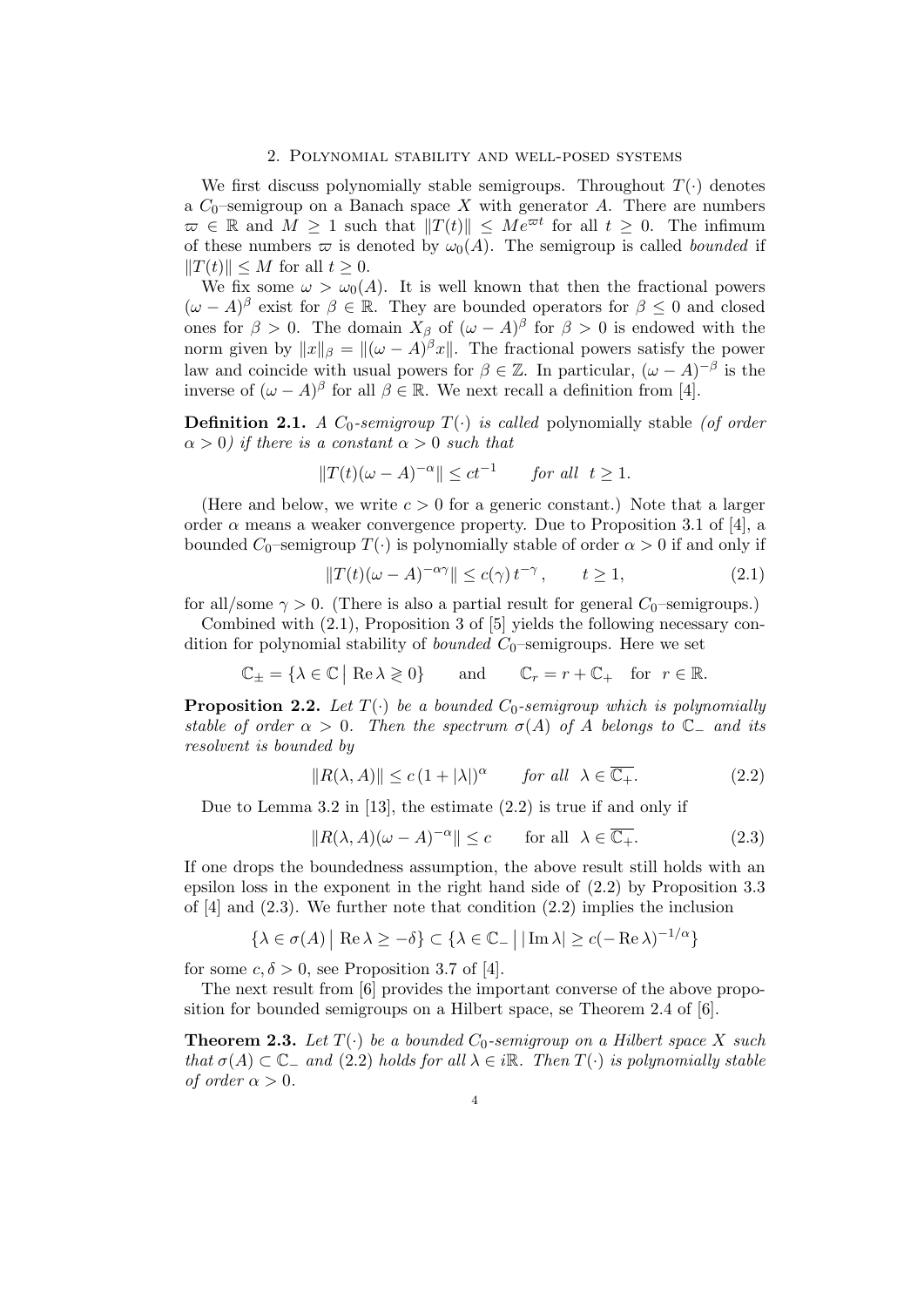## 2. Polynomial stability and well-posed systems

We first discuss polynomially stable semigroups. Throughout $T(\cdot)$ denotes a $C_0$–semigroup on a Banach space $X$ with generator $A$. There are numbers $\varpi \in \mathbb{R}$ and $M \geq 1$ such that $\|T(t)\| \leq Me^{\varpi t}$ for all $t \geq 0$. The infimum of these numbers $\varpi$ is denoted by $\omega_0(A)$. The semigroup is called *bounded* if $\|T(t)\| \leq M$ for all $t \geq 0$.

We fix some $\omega > \omega_0(A)$. It is well known that then the fractional powers $(\omega - A)^\beta$ exist for $\beta \in \mathbb{R}$. They are bounded operators for $\beta \leq 0$ and closed ones for $\beta > 0$. The domain $X_\beta$ of $(\omega - A)^\beta$ for $\beta > 0$ is endowed with the norm given by $\|x\|_\beta = \|(\omega - A)^\beta x\|$. The fractional powers satisfy the power law and coincide with usual powers for $\beta \in \mathbb{Z}$. In particular, $(\omega - A)^{-\beta}$ is the inverse of $(\omega - A)^\beta$ for all $\beta \in \mathbb{R}$. We next recall a definition from [4].

**Definition 2.1.** *A $C_0$-semigroup $T(\cdot)$ is called* polynomially stable *(of order $\alpha > 0$) if there is a constant $\alpha > 0$ such that*

$$\|T(t)(\omega - A)^{-\alpha}\| \leq ct^{-1} \qquad \text{for all} \ \ t \geq 1.$$

(Here and below, we write $c > 0$ for a generic constant.) Note that a larger order $\alpha$ means a weaker convergence property. Due to Proposition 3.1 of [4], a bounded $C_0$–semigroup $T(\cdot)$ is polynomially stable of order $\alpha > 0$ if and only if

$$\|T(t)(\omega - A)^{-\alpha\gamma}\| \leq c(\gamma)\, t^{-\gamma}, \qquad t \geq 1, \tag{2.1}$$

for all/some $\gamma > 0$. (There is also a partial result for general $C_0$–semigroups.)

Combined with (2.1), Proposition 3 of [5] yields the following necessary condition for polynomial stability of *bounded* $C_0$–semigroups. Here we set

$$\mathbb{C}_\pm = \{\lambda \in \mathbb{C} \,|\, \operatorname{Re}\lambda \gtrless 0\} \qquad \text{and} \qquad \mathbb{C}_r = r + \mathbb{C}_+ \quad \text{for} \ \ r \in \mathbb{R}.$$

**Proposition 2.2.** *Let $T(\cdot)$ be a bounded $C_0$-semigroup which is polynomially stable of order $\alpha > 0$. Then the spectrum $\sigma(A)$ of $A$ belongs to $\mathbb{C}_-$ and its resolvent is bounded by*

$$\|R(\lambda, A)\| \leq c\,(1 + |\lambda|)^\alpha \qquad \text{for all} \ \ \lambda \in \overline{\mathbb{C}_+}. \tag{2.2}$$

Due to Lemma 3.2 in [13], the estimate (2.2) is true if and only if

$$\|R(\lambda, A)(\omega - A)^{-\alpha}\| \leq c \qquad \text{for all} \ \ \lambda \in \overline{\mathbb{C}_+}. \tag{2.3}$$

If one drops the boundedness assumption, the above result still holds with an epsilon loss in the exponent in the right hand side of (2.2) by Proposition 3.3 of [4] and (2.3). We further note that condition (2.2) implies the inclusion

$$\{\lambda \in \sigma(A) \,|\, \operatorname{Re}\lambda \geq -\delta\} \subset \{\lambda \in \mathbb{C}_- \,\big|\, |\operatorname{Im}\lambda| \geq c(-\operatorname{Re}\lambda)^{-1/\alpha}\}$$

for some $c, \delta > 0$, see Proposition 3.7 of [4].

The next result from [6] provides the important converse of the above proposition for bounded semigroups on a Hilbert space, se Theorem 2.4 of [6].

**Theorem 2.3.** *Let $T(\cdot)$ be a bounded $C_0$-semigroup on a Hilbert space $X$ such that $\sigma(A) \subset \mathbb{C}_-$ and (2.2) holds for all $\lambda \in i\mathbb{R}$. Then $T(\cdot)$ is polynomially stable of order $\alpha > 0$.*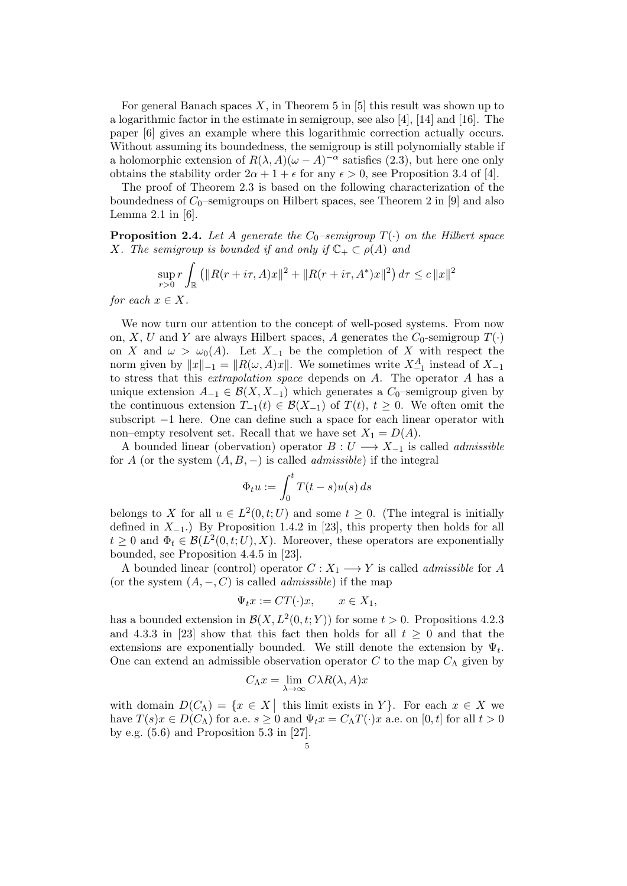For general Banach spaces $X$, in Theorem 5 in [5] this result was shown up to a logarithmic factor in the estimate in semigroup, see also [4], [14] and [16]. The paper [6] gives an example where this logarithmic correction actually occurs. Without assuming its boundedness, the semigroup is still polynomially stable if a holomorphic extension of $R(\lambda, A)(\omega - A)^{-\alpha}$ satisfies (2.3), but here one only obtains the stability order $2\alpha + 1 + \epsilon$ for any $\epsilon > 0$, see Proposition 3.4 of [4].

The proof of Theorem 2.3 is based on the following characterization of the boundedness of $C_0$–semigroups on Hilbert spaces, see Theorem 2 in [9] and also Lemma 2.1 in [6].

**Proposition 2.4.** *Let $A$ generate the $C_0$–semigroup $T(\cdot)$ on the Hilbert space $X$. The semigroup is bounded if and only if $\mathbb{C}_+ \subset \rho(A)$ and*

$$\sup_{r>0} r \int_{\mathbb{R}} \left( \|R(r + i\tau, A)x\|^2 + \|R(r + i\tau, A^*)x\|^2 \right) d\tau \le c \, \|x\|^2$$

*for each $x \in X$.*

We now turn our attention to the concept of well-posed systems. From now on, $X$, $U$ and $Y$ are always Hilbert spaces, $A$ generates the $C_0$-semigroup $T(\cdot)$ on $X$ and $\omega > \omega_0(A)$. Let $X_{-1}$ be the completion of $X$ with respect the norm given by $\|x\|_{-1} = \|R(\omega, A)x\|$. We sometimes write $X_{-1}^A$ instead of $X_{-1}$ to stress that this *extrapolation space* depends on $A$. The operator $A$ has a unique extension $A_{-1} \in \mathcal{B}(X, X_{-1})$ which generates a $C_0$–semigroup given by the continuous extension $T_{-1}(t) \in \mathcal{B}(X_{-1})$ of $T(t)$, $t \ge 0$. We often omit the subscript $-1$ here. One can define such a space for each linear operator with non–empty resolvent set. Recall that we have set $X_1 = D(A)$.

A bounded linear (observation) operator $B : U \longrightarrow X_{-1}$ is called *admissible* for $A$ (or the system $(A, B, -)$ is called *admissible*) if the integral

$$\Phi_t u := \int_0^t T(t - s)u(s)\, ds$$

belongs to $X$ for all $u \in L^2(0, t; U)$ and some $t \ge 0$. (The integral is initially defined in $X_{-1}$.) By Proposition 1.4.2 in [23], this property then holds for all $t \ge 0$ and $\Phi_t \in \mathcal{B}(L^2(0, t; U), X)$. Moreover, these operators are exponentially bounded, see Proposition 4.4.5 in [23].

A bounded linear (control) operator $C : X_1 \longrightarrow Y$ is called *admissible* for $A$ (or the system $(A, -, C)$ is called *admissible*) if the map

$$\Psi_t x := CT(\cdot)x, \qquad x \in X_1,$$

has a bounded extension in $\mathcal{B}(X, L^2(0, t; Y))$ for some $t > 0$. Propositions 4.2.3 and 4.3.3 in [23] show that this fact then holds for all $t \ge 0$ and that the extensions are exponentially bounded. We still denote the extension by $\Psi_t$. One can extend an admissible observation operator $C$ to the map $C_\Lambda$ given by

$$C_\Lambda x = \lim_{\lambda \to \infty} C\lambda R(\lambda, A)x$$

with domain $D(C_\Lambda) = \{x \in X \,|\, \text{this limit exists in } Y\}$. For each $x \in X$ we have $T(s)x \in D(C_\Lambda)$ for a.e. $s \ge 0$ and $\Psi_t x = C_\Lambda T(\cdot)x$ a.e. on $[0, t]$ for all $t > 0$ by e.g. (5.6) and Proposition 5.3 in [27].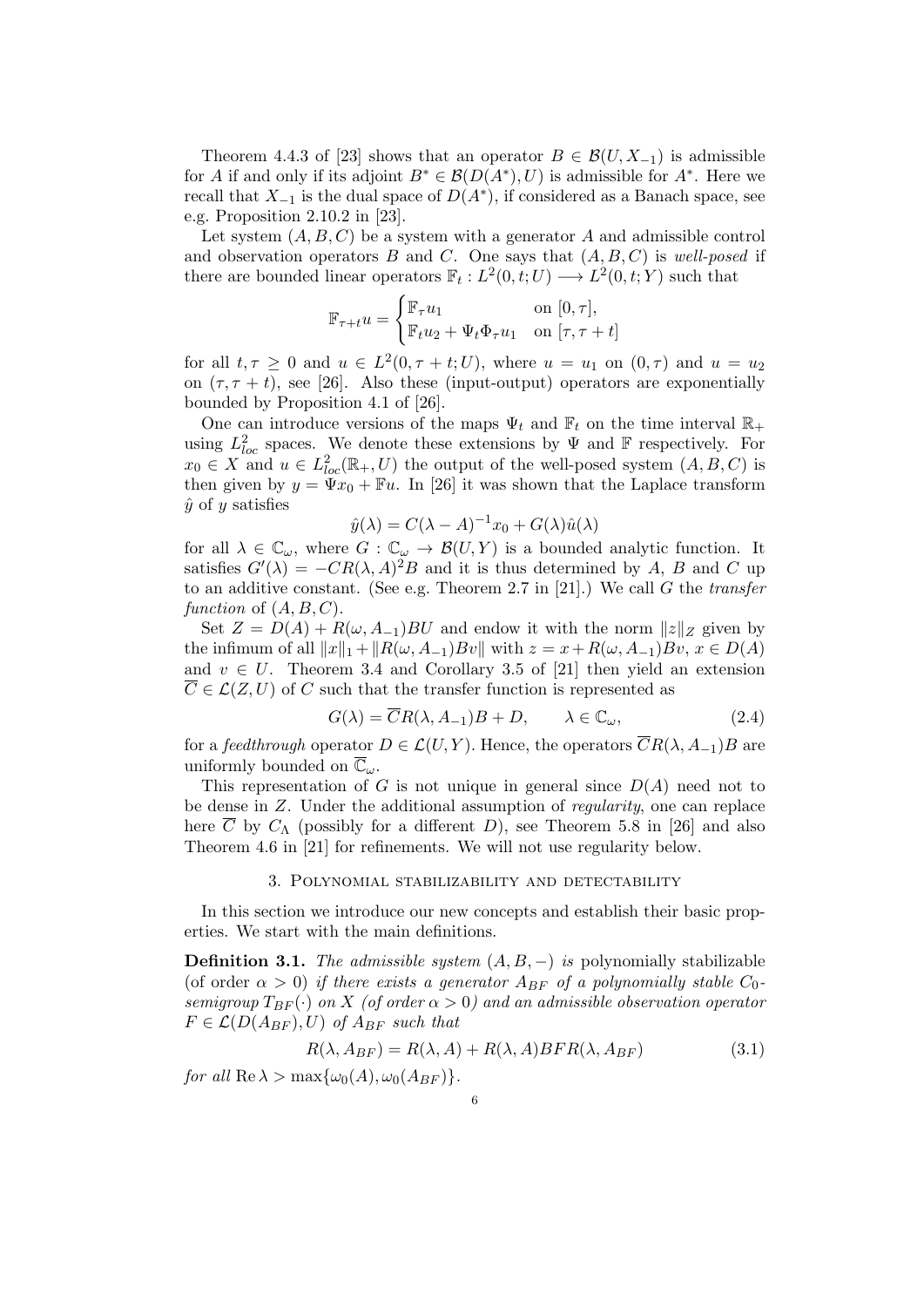Theorem 4.4.3 of [23] shows that an operator $B \in \mathcal{B}(U, X_{-1})$ is admissible for $A$ if and only if its adjoint $B^* \in \mathcal{B}(D(A^*), U)$ is admissible for $A^*$. Here we recall that $X_{-1}$ is the dual space of $D(A^*)$, if considered as a Banach space, see e.g. Proposition 2.10.2 in [23].

Let system $(A, B, C)$ be a system with a generator $A$ and admissible control and observation operators $B$ and $C$. One says that $(A, B, C)$ is *well-posed* if there are bounded linear operators $\mathbb{F}_t : L^2(0, t; U) \longrightarrow L^2(0, t; Y)$ such that

$$\mathbb{F}_{\tau+t} u = \begin{cases} \mathbb{F}_\tau u_1 & \text{on } [0, \tau], \\ \mathbb{F}_t u_2 + \Psi_t \Phi_\tau u_1 & \text{on } [\tau, \tau + t] \end{cases}$$

for all $t, \tau \geq 0$ and $u \in L^2(0, \tau + t; U)$, where $u = u_1$ on $(0, \tau)$ and $u = u_2$ on $(\tau, \tau + t)$, see [26]. Also these (input-output) operators are exponentially bounded by Proposition 4.1 of [26].

One can introduce versions of the maps $\Psi_t$ and $\mathbb{F}_t$ on the time interval $\mathbb{R}_+$ using $L^2_{loc}$ spaces. We denote these extensions by $\Psi$ and $\mathbb{F}$ respectively. For $x_0 \in X$ and $u \in L^2_{loc}(\mathbb{R}_+, U)$ the output of the well-posed system $(A, B, C)$ is then given by $y = \Psi x_0 + \mathbb{F} u$. In [26] it was shown that the Laplace transform $\hat{y}$ of $y$ satisfies

$$\hat{y}(\lambda) = C(\lambda - A)^{-1} x_0 + G(\lambda) \hat{u}(\lambda)$$

for all $\lambda \in \mathbb{C}_\omega$, where $G : \mathbb{C}_\omega \to \mathcal{B}(U, Y)$ is a bounded analytic function. It satisfies $G'(\lambda) = -CR(\lambda, A)^2 B$ and it is thus determined by $A$, $B$ and $C$ up to an additive constant. (See e.g. Theorem 2.7 in [21].) We call $G$ the *transfer function* of $(A, B, C)$.

Set $Z = D(A) + R(\omega, A_{-1}) BU$ and endow it with the norm $\|z\|_Z$ given by the infimum of all $\|x\|_1 + \|R(\omega, A_{-1}) Bv\|$ with $z = x + R(\omega, A_{-1}) Bv$, $x \in D(A)$ and $v \in U$. Theorem 3.4 and Corollary 3.5 of [21] then yield an extension $\overline{C} \in \mathcal{L}(Z, U)$ of $C$ such that the transfer function is represented as

$$G(\lambda) = \overline{C} R(\lambda, A_{-1}) B + D, \qquad \lambda \in \mathbb{C}_\omega, \tag{2.4}$$

for a *feedthrough* operator $D \in \mathcal{L}(U, Y)$. Hence, the operators $\overline{C} R(\lambda, A_{-1}) B$ are uniformly bounded on $\overline{\mathbb{C}}_\omega$.

This representation of $G$ is not unique in general since $D(A)$ need not to be dense in $Z$. Under the additional assumption of *regularity*, one can replace here $\overline{C}$ by $C_\Lambda$ (possibly for a different $D$), see Theorem 5.8 in [26] and also Theorem 4.6 in [21] for refinements. We will not use regularity below.

## 3. Polynomial stabilizability and detectability

In this section we introduce our new concepts and establish their basic properties. We start with the main definitions.

**Definition 3.1.** *The admissible system $(A, B, -)$ is* polynomially stabilizable *(of order $\alpha > 0$) if there exists a generator $A_{BF}$ of a polynomially stable $C_0$-semigroup $T_{BF}(\cdot)$ on $X$ (of order $\alpha > 0$) and an admissible observation operator $F \in \mathcal{L}(D(A_{BF}), U)$ of $A_{BF}$ such that*

$$R(\lambda, A_{BF}) = R(\lambda, A) + R(\lambda, A) BF R(\lambda, A_{BF}) \tag{3.1}$$

*for all $\operatorname{Re} \lambda > \max\{\omega_0(A), \omega_0(A_{BF})\}$.*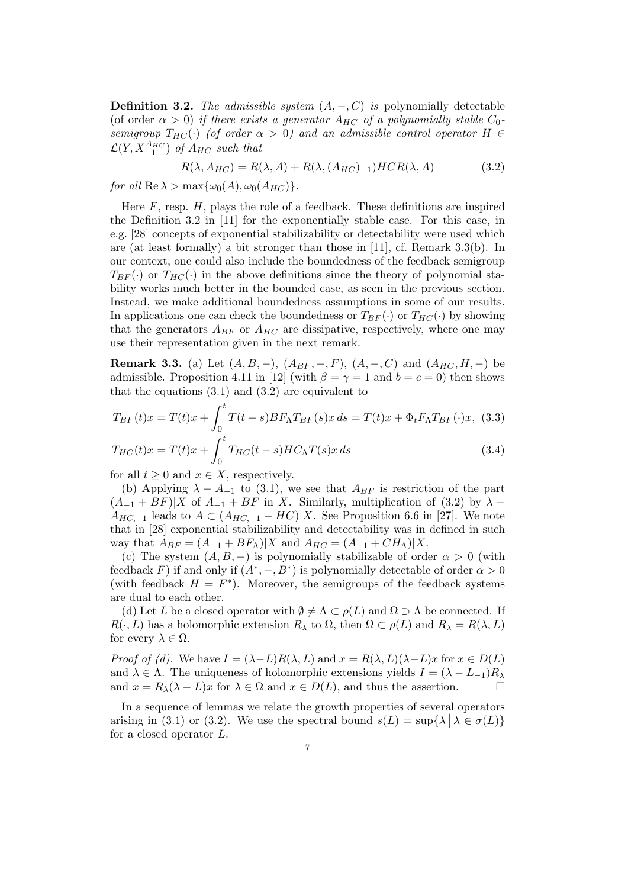**Definition 3.2.** *The admissible system $(A, -, C)$ is* polynomially detectable *(of order $\alpha > 0$) if there exists a generator $A_{HC}$ of a polynomially stable $C_0$-semigroup $T_{HC}(\cdot)$ (of order $\alpha > 0$) and an admissible control operator $H \in \mathcal{L}(Y, X_{-1}^{A_{HC}})$ of $A_{HC}$ such that*

$$R(\lambda, A_{HC}) = R(\lambda, A) + R(\lambda, (A_{HC})_{-1})HCR(\lambda, A) \tag{3.2}$$

*for all $\operatorname{Re} \lambda > \max\{\omega_0(A), \omega_0(A_{HC})\}$.*

Here $F$, resp. $H$, plays the role of a feedback. These definitions are inspired the Definition 3.2 in [11] for the exponentially stable case. For this case, in e.g. [28] concepts of exponential stabilizability or detectability were used which are (at least formally) a bit stronger than those in [11], cf. Remark 3.3(b). In our context, one could also include the boundedness of the feedback semigroup $T_{BF}(\cdot)$ or $T_{HC}(\cdot)$ in the above definitions since the theory of polynomial stability works much better in the bounded case, as seen in the previous section. Instead, we make additional boundedness assumptions in some of our results. In applications one can check the boundedness or $T_{BF}(\cdot)$ or $T_{HC}(\cdot)$ by showing that the generators $A_{BF}$ or $A_{HC}$ are dissipative, respectively, where one may use their representation given in the next remark.

**Remark 3.3.** (a) Let $(A, B, -)$, $(A_{BF}, -, F)$, $(A, -, C)$ and $(A_{HC}, H, -)$ be admissible. Proposition 4.11 in [12] (with $\beta = \gamma = 1$ and $b = c = 0$) then shows that the equations (3.1) and (3.2) are equivalent to

$$T_{BF}(t)x = T(t)x + \int_0^t T(t-s)BF_\Lambda T_{BF}(s)x\,ds = T(t)x + \Phi_t F_\Lambda T_{BF}(\cdot)x, \tag{3.3}$$

$$T_{HC}(t)x = T(t)x + \int_0^t T_{HC}(t-s)HC_\Lambda T(s)x\,ds \tag{3.4}$$

for all $t \geq 0$ and $x \in X$, respectively.

(b) Applying $\lambda - A_{-1}$ to (3.1), we see that $A_{BF}$ is restriction of the part $(A_{-1} + BF)|X$ of $A_{-1} + BF$ in $X$. Similarly, multiplication of (3.2) by $\lambda - A_{HC,-1}$ leads to $A \subset (A_{HC,-1} - HC)|X$. See Proposition 6.6 in [27]. We note that in [28] exponential stabilizability and detectability was in defined in such way that $A_{BF} = (A_{-1} + BF_\Lambda)|X$ and $A_{HC} = (A_{-1} + CH_\Lambda)|X$.

(c) The system $(A, B, -)$ is polynomially stabilizable of order $\alpha > 0$ (with feedback $F$) if and only if $(A^*, -, B^*)$ is polynomially detectable of order $\alpha > 0$ (with feedback $H = F^*$). Moreover, the semigroups of the feedback systems are dual to each other.

(d) Let $L$ be a closed operator with $\emptyset \neq \Lambda \subset \rho(L)$ and $\Omega \supset \Lambda$ be connected. If $R(\cdot, L)$ has a holomorphic extension $R_\lambda$ to $\Omega$, then $\Omega \subset \rho(L)$ and $R_\lambda = R(\lambda, L)$ for every $\lambda \in \Omega$.

*Proof of (d).* We have $I = (\lambda - L)R(\lambda, L)$ and $x = R(\lambda, L)(\lambda - L)x$ for $x \in D(L)$ and $\lambda \in \Lambda$. The uniqueness of holomorphic extensions yields $I = (\lambda - L_{-1})R_\lambda$ and $x = R_\lambda(\lambda - L)x$ for $\lambda \in \Omega$ and $x \in D(L)$, and thus the assertion. $\square$

In a sequence of lemmas we relate the growth properties of several operators arising in (3.1) or (3.2). We use the spectral bound $s(L) = \sup\{\lambda \mid \lambda \in \sigma(L)\}$ for a closed operator $L$.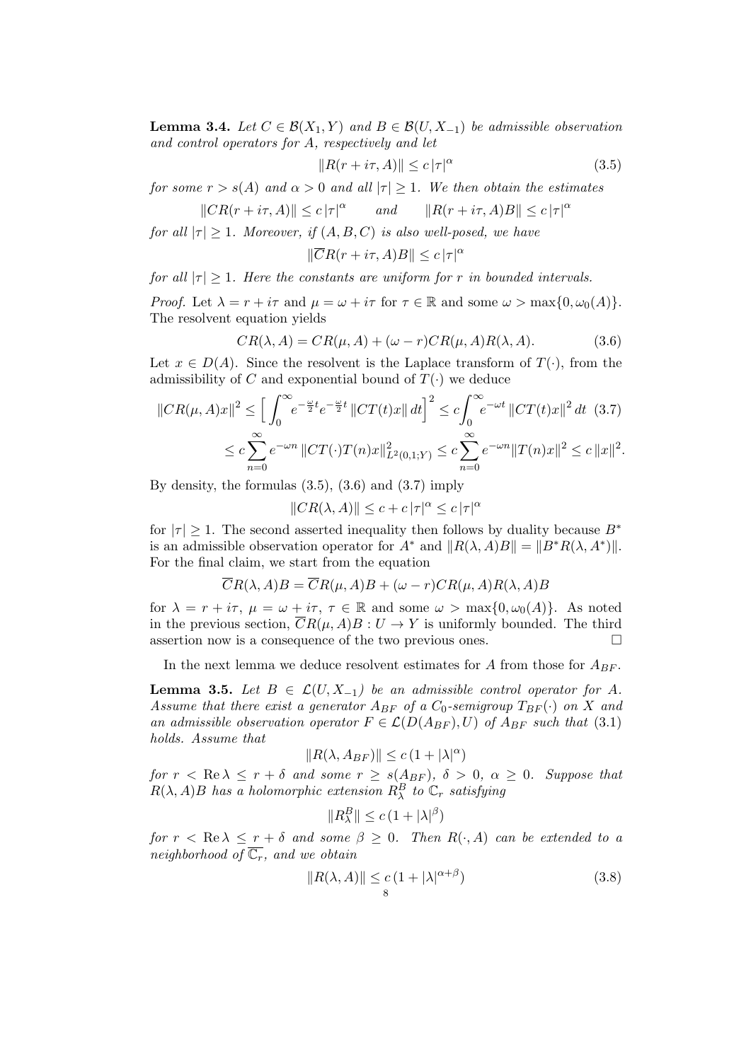**Lemma 3.4.** *Let $C \in \mathcal{B}(X_1, Y)$ and $B \in \mathcal{B}(U, X_{-1})$ be admissible observation and control operators for $A$, respectively and let*

$$\|R(r + i\tau, A)\| \leq c\, |\tau|^\alpha \tag{3.5}$$

*for some $r > s(A)$ and $\alpha > 0$ and all $|\tau| \geq 1$. We then obtain the estimates*

$$\|CR(r + i\tau, A)\| \leq c\, |\tau|^\alpha \qquad \text{and} \qquad \|R(r + i\tau, A)B\| \leq c\, |\tau|^\alpha$$

*for all $|\tau| \geq 1$. Moreover, if $(A, B, C)$ is also well-posed, we have*

$$\|\overline{C}R(r + i\tau, A)B\| \leq c\, |\tau|^\alpha$$

*for all $|\tau| \geq 1$. Here the constants are uniform for $r$ in bounded intervals.*

*Proof.* Let $\lambda = r + i\tau$ and $\mu = \omega + i\tau$ for $\tau \in \mathbb{R}$ and some $\omega > \max\{0, \omega_0(A)\}$. The resolvent equation yields

$$CR(\lambda, A) = CR(\mu, A) + (\omega - r)CR(\mu, A)R(\lambda, A). \tag{3.6}$$

Let $x \in D(A)$. Since the resolvent is the Laplace transform of $T(\cdot)$, from the admissibility of $C$ and exponential bound of $T(\cdot)$ we deduce

$$\begin{aligned}
\|CR(\mu, A)x\|^2 &\leq \Big[ \int_0^\infty e^{-\frac{\omega}{2}t} e^{-\frac{\omega}{2}t}\, \|CT(t)x\|\, dt \Big]^2 \leq c \int_0^\infty e^{-\omega t}\, \|CT(t)x\|^2\, dt \qquad (3.7)\\
&\leq c \sum_{n=0}^\infty e^{-\omega n}\, \|CT(\cdot)T(n)x\|^2_{L^2(0,1;Y)} \leq c \sum_{n=0}^\infty e^{-\omega n} \|T(n)x\|^2 \leq c\, \|x\|^2.
\end{aligned}$$

By density, the formulas (3.5), (3.6) and (3.7) imply

$$\|CR(\lambda, A)\| \leq c + c\, |\tau|^\alpha \leq c\, |\tau|^\alpha$$

for $|\tau| \geq 1$. The second asserted inequality then follows by duality because $B^*$ is an admissible observation operator for $A^*$ and $\|R(\lambda, A)B\| = \|B^* R(\lambda, A^*)\|$. For the final claim, we start from the equation

$$\overline{C}R(\lambda, A)B = \overline{C}R(\mu, A)B + (\omega - r)CR(\mu, A)R(\lambda, A)B$$

for $\lambda = r + i\tau$, $\mu = \omega + i\tau$, $\tau \in \mathbb{R}$ and some $\omega > \max\{0, \omega_0(A)\}$. As noted in the previous section, $\overline{C}R(\mu, A)B : U \to Y$ is uniformly bounded. The third assertion now is a consequence of the two previous ones. $\square$

In the next lemma we deduce resolvent estimates for $A$ from those for $A_{BF}$.

**Lemma 3.5.** *Let $B \in \mathcal{L}(U, X_{-1})$ be an admissible control operator for $A$. Assume that there exist a generator $A_{BF}$ of a $C_0$-semigroup $T_{BF}(\cdot)$ on $X$ and an admissible observation operator $F \in \mathcal{L}(D(A_{BF}), U)$ of $A_{BF}$ such that (3.1) holds. Assume that*

$$\|R(\lambda, A_{BF})\| \leq c\, (1 + |\lambda|^\alpha)$$

*for $r < \operatorname{Re}\lambda \leq r + \delta$ and some $r \geq s(A_{BF})$, $\delta > 0$, $\alpha \geq 0$. Suppose that $R(\lambda, A)B$ has a holomorphic extension $R^B_\lambda$ to $\mathbb{C}_r$ satisfying*

$$\|R^B_\lambda\| \leq c\, (1 + |\lambda|^\beta)$$

*for $r < \operatorname{Re}\lambda \leq r + \delta$ and some $\beta \geq 0$. Then $R(\cdot, A)$ can be extended to a neighborhood of $\overline{\mathbb{C}_r}$, and we obtain*

$$\|R(\lambda, A)\| \leq c\, (1 + |\lambda|^{\alpha+\beta}) \tag{3.8}$$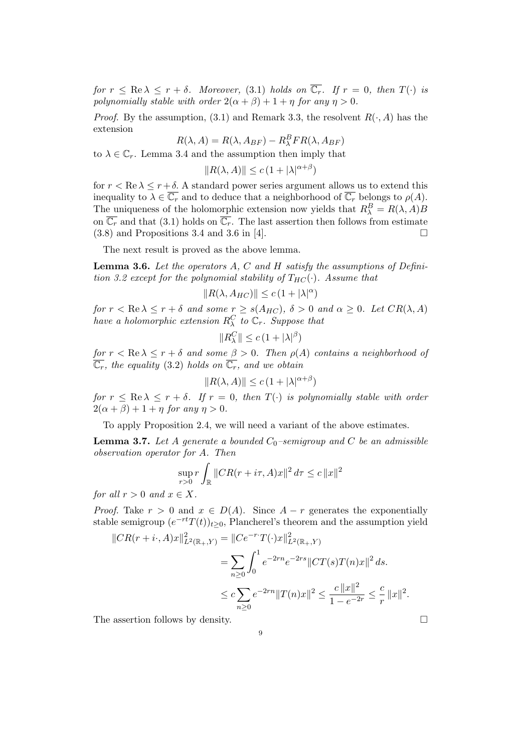*for $r \le \operatorname{Re}\lambda \le r+\delta$. Moreover,* (3.1) *holds on $\overline{\mathbb{C}_r}$. If $r=0$, then $T(\cdot)$ is polynomially stable with order $2(\alpha+\beta)+1+\eta$ for any $\eta>0$.*

*Proof.* By the assumption, (3.1) and Remark 3.3, the resolvent $R(\cdot,A)$ has the extension

$$R(\lambda,A) = R(\lambda,A_{BF}) - R^B_\lambda F R(\lambda,A_{BF})$$

to $\lambda\in\mathbb{C}_r$. Lemma 3.4 and the assumption then imply that

$$\|R(\lambda,A)\| \le c\,(1+|\lambda|^{\alpha+\beta})$$

for $r<\operatorname{Re}\lambda\le r+\delta$. A standard power series argument allows us to extend this inequality to $\lambda\in\overline{\mathbb{C}_r}$ and to deduce that a neighborhood of $\overline{\mathbb{C}_r}$ belongs to $\rho(A)$. The uniqueness of the holomorphic extension now yields that $R^B_\lambda = R(\lambda,A)B$ on $\overline{\mathbb{C}_r}$ and that (3.1) holds on $\overline{\mathbb{C}_r}$. The last assertion then follows from estimate (3.8) and Propositions 3.4 and 3.6 in [4]. $\square$

The next result is proved as the above lemma.

**Lemma 3.6.** *Let the operators $A$, $C$ and $H$ satisfy the assumptions of Definition 3.2 except for the polynomial stability of $T_{HC}(\cdot)$. Assume that*

$$\|R(\lambda,A_{HC})\| \le c\,(1+|\lambda|^{\alpha})$$

*for $r<\operatorname{Re}\lambda\le r+\delta$ and some $r\ge s(A_{HC})$, $\delta>0$ and $\alpha\ge 0$. Let $CR(\lambda,A)$ have a holomorphic extension $R^C_\lambda$ to $\mathbb{C}_r$. Suppose that*

$$\|R^C_\lambda\| \le c\,(1+|\lambda|^{\beta})$$

*for $r<\operatorname{Re}\lambda\le r+\delta$ and some $\beta>0$. Then $\rho(A)$ contains a neighborhood of $\overline{\mathbb{C}_r}$, the equality* (3.2) *holds on $\overline{\mathbb{C}_r}$, and we obtain*

$$\|R(\lambda,A)\| \le c\,(1+|\lambda|^{\alpha+\beta})$$

*for $r\le\operatorname{Re}\lambda\le r+\delta$. If $r=0$, then $T(\cdot)$ is polynomially stable with order $2(\alpha+\beta)+1+\eta$ for any $\eta>0$.*

To apply Proposition 2.4, we will need a variant of the above estimates.

**Lemma 3.7.** *Let $A$ generate a bounded $C_0$–semigroup and $C$ be an admissible observation operator for $A$. Then*

$$\sup_{r>0} r\int_{\mathbb{R}} \|CR(r+i\tau,A)x\|^2\,d\tau \le c\,\|x\|^2$$

*for all $r>0$ and $x\in X$.*

*Proof.* Take $r>0$ and $x\in D(A)$. Since $A-r$ generates the exponentially stable semigroup $(e^{-rt}T(t))_{t\ge0}$, Plancherel's theorem and the assumption yield

$$\begin{aligned}
\|CR(r+i\cdot,A)x\|^2_{L^2(\mathbb{R}_+,Y)} &= \|Ce^{-r\cdot}T(\cdot)x\|^2_{L^2(\mathbb{R}_+,Y)}\\
&= \sum_{n\ge0}\int_0^1 e^{-2rn}e^{-2rs}\|CT(s)T(n)x\|^2\,ds.\\
&\le c\sum_{n\ge0} e^{-2rn}\|T(n)x\|^2 \le \frac{c\,\|x\|^2}{1-e^{-2r}} \le \frac{c}{r}\,\|x\|^2.
\end{aligned}$$

The assertion follows by density. $\square$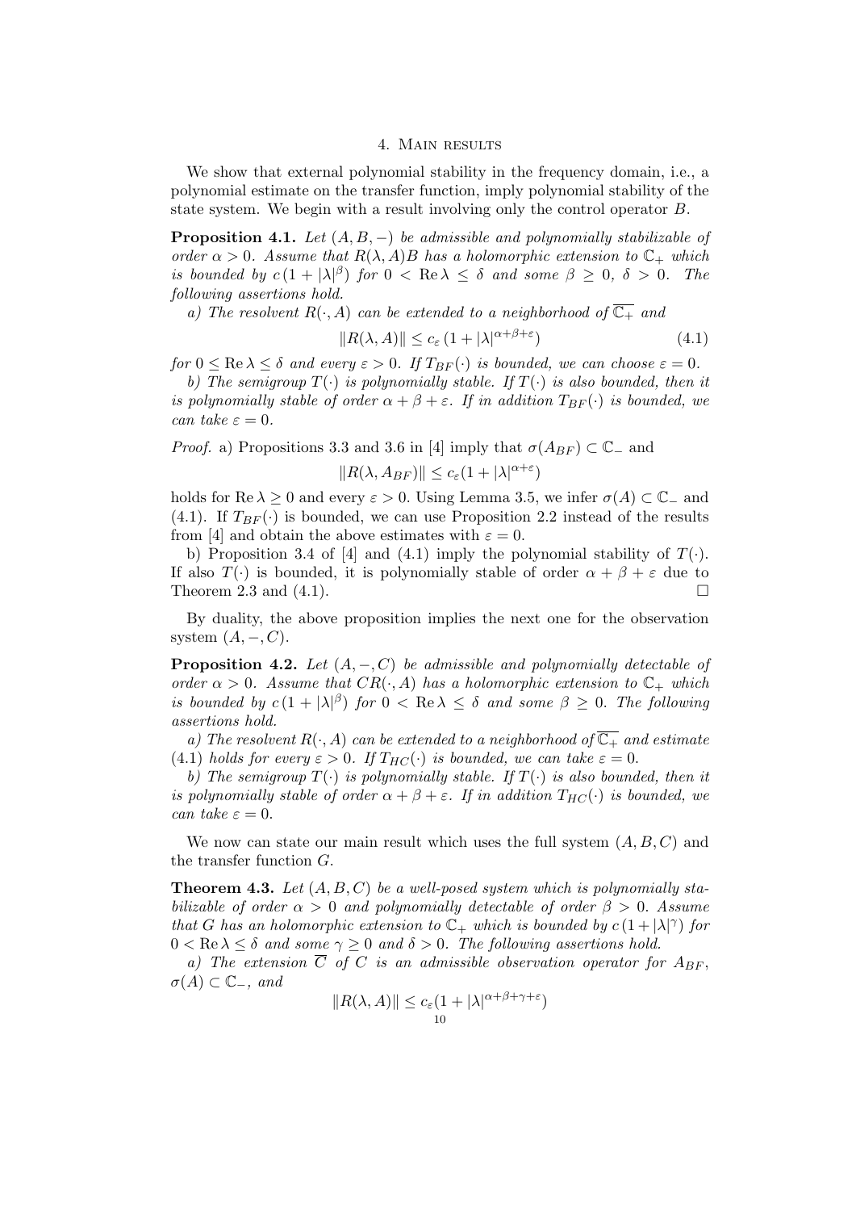## 4. Main results

We show that external polynomial stability in the frequency domain, i.e., a polynomial estimate on the transfer function, imply polynomial stability of the state system. We begin with a result involving only the control operator $B$.

**Proposition 4.1.** *Let $(A, B, -)$ be admissible and polynomially stabilizable of order $\alpha > 0$. Assume that $R(\lambda, A)B$ has a holomorphic extension to $\mathbb{C}_+$ which is bounded by $c\,(1 + |\lambda|^\beta)$ for $0 < \operatorname{Re}\lambda \le \delta$ and some $\beta \ge 0$, $\delta > 0$. The following assertions hold.*

*a) The resolvent $R(\cdot, A)$ can be extended to a neighborhood of $\overline{\mathbb{C}_+}$ and*

$$\|R(\lambda, A)\| \le c_\varepsilon\,(1 + |\lambda|^{\alpha+\beta+\varepsilon}) \tag{4.1}$$

*for $0 \le \operatorname{Re}\lambda \le \delta$ and every $\varepsilon > 0$. If $T_{BF}(\cdot)$ is bounded, we can choose $\varepsilon = 0$.*

*b) The semigroup $T(\cdot)$ is polynomially stable. If $T(\cdot)$ is also bounded, then it is polynomially stable of order $\alpha + \beta + \varepsilon$. If in addition $T_{BF}(\cdot)$ is bounded, we can take $\varepsilon = 0$.*

*Proof.* a) Propositions 3.3 and 3.6 in [4] imply that $\sigma(A_{BF}) \subset \mathbb{C}_-$ and

$$\|R(\lambda, A_{BF})\| \le c_\varepsilon(1 + |\lambda|^{\alpha+\varepsilon})$$

holds for $\operatorname{Re}\lambda \ge 0$ and every $\varepsilon > 0$. Using Lemma 3.5, we infer $\sigma(A) \subset \mathbb{C}_-$ and (4.1). If $T_{BF}(\cdot)$ is bounded, we can use Proposition 2.2 instead of the results from [4] and obtain the above estimates with $\varepsilon = 0$.

b) Proposition 3.4 of [4] and (4.1) imply the polynomial stability of $T(\cdot)$. If also $T(\cdot)$ is bounded, it is polynomially stable of order $\alpha + \beta + \varepsilon$ due to Theorem 2.3 and (4.1). $\square$

By duality, the above proposition implies the next one for the observation system $(A, -, C)$.

**Proposition 4.2.** *Let $(A, -, C)$ be admissible and polynomially detectable of order $\alpha > 0$. Assume that $CR(\cdot, A)$ has a holomorphic extension to $\mathbb{C}_+$ which is bounded by $c\,(1 + |\lambda|^\beta)$ for $0 < \operatorname{Re}\lambda \le \delta$ and some $\beta \ge 0$. The following assertions hold.*

*a) The resolvent $R(\cdot, A)$ can be extended to a neighborhood of $\overline{\mathbb{C}_+}$ and estimate (4.1) holds for every $\varepsilon > 0$. If $T_{HC}(\cdot)$ is bounded, we can take $\varepsilon = 0$.*

*b) The semigroup $T(\cdot)$ is polynomially stable. If $T(\cdot)$ is also bounded, then it is polynomially stable of order $\alpha + \beta + \varepsilon$. If in addition $T_{HC}(\cdot)$ is bounded, we can take $\varepsilon = 0$.*

We now can state our main result which uses the full system $(A, B, C)$ and the transfer function $G$.

**Theorem 4.3.** *Let $(A, B, C)$ be a well-posed system which is polynomially stabilizable of order $\alpha > 0$ and polynomially detectable of order $\beta > 0$. Assume that $G$ has an holomorphic extension to $\mathbb{C}_+$ which is bounded by $c\,(1 + |\lambda|^\gamma)$ for $0 < \operatorname{Re}\lambda \le \delta$ and some $\gamma \ge 0$ and $\delta > 0$. The following assertions hold.*

*a) The extension $\overline{C}$ of $C$ is an admissible observation operator for $A_{BF}$, $\sigma(A) \subset \mathbb{C}_-$, and*

$$\|R(\lambda, A)\| \le c_\varepsilon(1 + |\lambda|^{\alpha+\beta+\gamma+\varepsilon})$$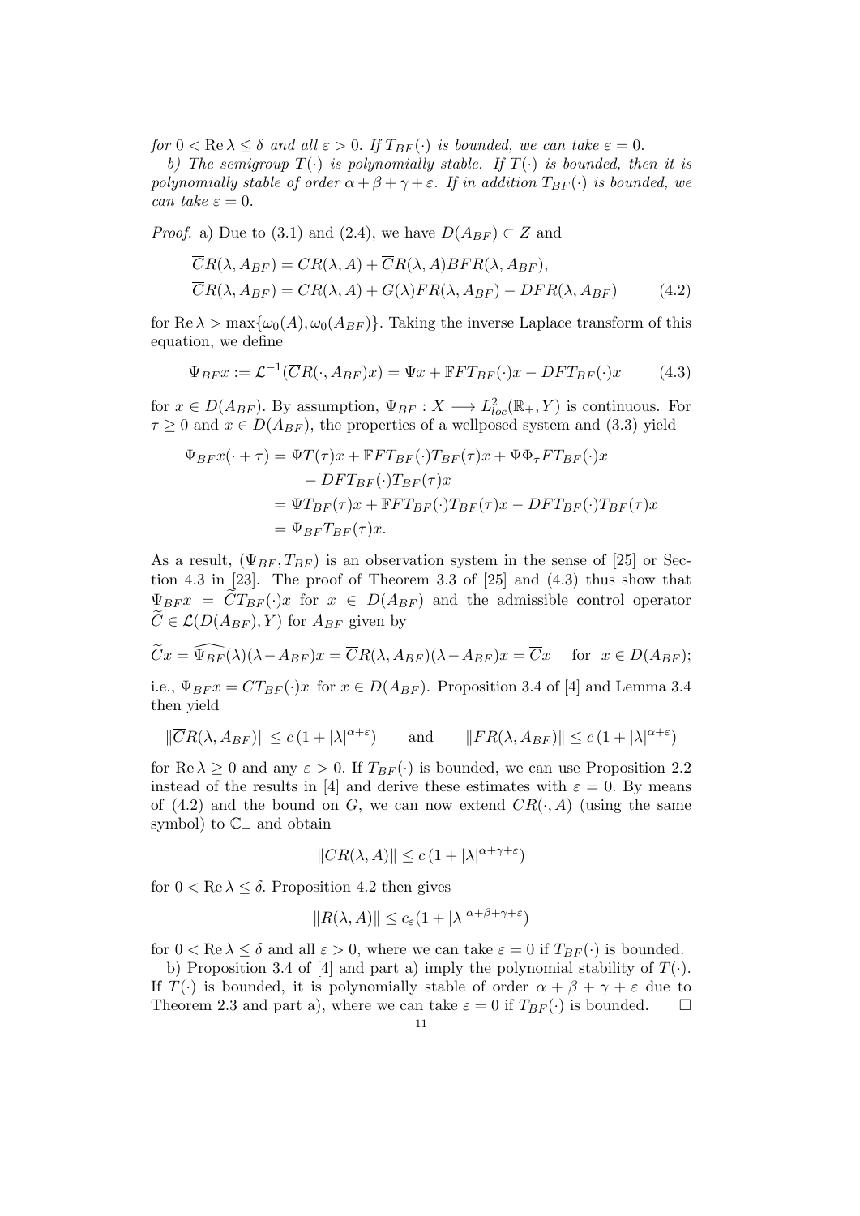*for $0 < \operatorname{Re}\lambda \le \delta$ and all $\varepsilon > 0$. If $T_{BF}(\cdot)$ is bounded, we can take $\varepsilon = 0$.*

*b) The semigroup $T(\cdot)$ is polynomially stable. If $T(\cdot)$ is bounded, then it is polynomially stable of order $\alpha+\beta+\gamma+\varepsilon$. If in addition $T_{BF}(\cdot)$ is bounded, we can take $\varepsilon = 0$.*

*Proof.* a) Due to (3.1) and (2.4), we have $D(A_{BF}) \subset Z$ and

$$
\begin{aligned}
\overline{C}R(\lambda, A_{BF}) &= CR(\lambda, A) + \overline{C}R(\lambda, A)BFR(\lambda, A_{BF}),\\
\overline{C}R(\lambda, A_{BF}) &= CR(\lambda, A) + G(\lambda)FR(\lambda, A_{BF}) - DFR(\lambda, A_{BF}) \qquad (4.2)
\end{aligned}
$$

for $\operatorname{Re}\lambda > \max\{\omega_0(A), \omega_0(A_{BF})\}$. Taking the inverse Laplace transform of this equation, we define

$$
\Psi_{BF}x := \mathcal{L}^{-1}(\overline{C}R(\cdot, A_{BF})x) = \Psi x + \mathbb{F}FT_{BF}(\cdot)x - DFT_{BF}(\cdot)x \qquad (4.3)
$$

for $x \in D(A_{BF})$. By assumption, $\Psi_{BF} : X \longrightarrow L^2_{loc}(\mathbb{R}_+, Y)$ is continuous. For $\tau \ge 0$ and $x \in D(A_{BF})$, the properties of a wellposed system and (3.3) yield

$$
\begin{aligned}
\Psi_{BF}x(\cdot + \tau) &= \Psi T(\tau)x + \mathbb{F}FT_{BF}(\cdot)T_{BF}(\tau)x + \Psi\Phi_\tau FT_{BF}(\cdot)x\\
&\quad - DFT_{BF}(\cdot)T_{BF}(\tau)x\\
&= \Psi T_{BF}(\tau)x + \mathbb{F}FT_{BF}(\cdot)T_{BF}(\tau)x - DFT_{BF}(\cdot)T_{BF}(\tau)x\\
&= \Psi_{BF}T_{BF}(\tau)x.
\end{aligned}
$$

As a result, $(\Psi_{BF}, T_{BF})$ is an observation system in the sense of [25] or Section 4.3 in [23]. The proof of Theorem 3.3 of [25] and (4.3) thus show that $\Psi_{BF}x = \widetilde{C}T_{BF}(\cdot)x$ for $x \in D(A_{BF})$ and the admissible control operator $\widetilde{C} \in \mathcal{L}(D(A_{BF}), Y)$ for $A_{BF}$ given by

$$
\widetilde{C}x = \widehat{\Psi_{BF}}(\lambda)(\lambda - A_{BF})x = \overline{C}R(\lambda, A_{BF})(\lambda - A_{BF})x = \overline{C}x \quad \text{for } x \in D(A_{BF});
$$

i.e., $\Psi_{BF}x = \overline{C}T_{BF}(\cdot)x$ for $x \in D(A_{BF})$. Proposition 3.4 of [4] and Lemma 3.4 then yield

$$
\|\overline{C}R(\lambda, A_{BF})\| \le c\,(1 + |\lambda|^{\alpha+\varepsilon}) \qquad \text{and} \qquad \|FR(\lambda, A_{BF})\| \le c\,(1 + |\lambda|^{\alpha+\varepsilon})
$$

for $\operatorname{Re}\lambda \ge 0$ and any $\varepsilon > 0$. If $T_{BF}(\cdot)$ is bounded, we can use Proposition 2.2 instead of the results in [4] and derive these estimates with $\varepsilon = 0$. By means of (4.2) and the bound on $G$, we can now extend $CR(\cdot, A)$ (using the same symbol) to $\mathbb{C}_+$ and obtain

$$
\|CR(\lambda, A)\| \le c\,(1 + |\lambda|^{\alpha+\gamma+\varepsilon})
$$

for $0 < \operatorname{Re}\lambda \le \delta$. Proposition 4.2 then gives

$$
\|R(\lambda, A)\| \le c_\varepsilon(1 + |\lambda|^{\alpha+\beta+\gamma+\varepsilon})
$$

for $0 < \operatorname{Re}\lambda \le \delta$ and all $\varepsilon > 0$, where we can take $\varepsilon = 0$ if $T_{BF}(\cdot)$ is bounded.

b) Proposition 3.4 of [4] and part a) imply the polynomial stability of $T(\cdot)$. If $T(\cdot)$ is bounded, it is polynomially stable of order $\alpha + \beta + \gamma + \varepsilon$ due to Theorem 2.3 and part a), where we can take $\varepsilon = 0$ if $T_{BF}(\cdot)$ is bounded. $\square$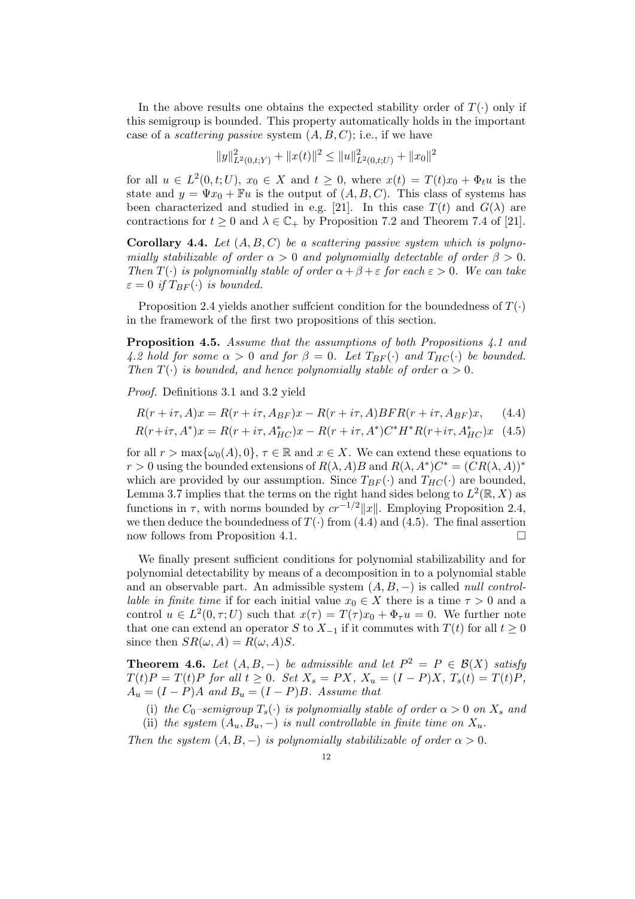In the above results one obtains the expected stability order of $T(\cdot)$ only if this semigroup is bounded. This property automatically holds in the important case of a *scattering passive* system $(A, B, C)$; i.e., if we have

$$\|y\|^2_{L^2(0,t;Y)} + \|x(t)\|^2 \le \|u\|^2_{L^2(0,t;U)} + \|x_0\|^2$$

for all $u \in L^2(0,t;U)$, $x_0 \in X$ and $t \ge 0$, where $x(t) = T(t)x_0 + \Phi_t u$ is the state and $y = \Psi x_0 + \mathbb{F}u$ is the output of $(A, B, C)$. This class of systems has been characterized and studied in e.g. [21]. In this case $T(t)$ and $G(\lambda)$ are contractions for $t \ge 0$ and $\lambda \in \mathbb{C}_+$ by Proposition 7.2 and Theorem 7.4 of [21].

**Corollary 4.4.** *Let $(A, B, C)$ be a scattering passive system which is polynomially stabilizable of order $\alpha > 0$ and polynomially detectable of order $\beta > 0$. Then $T(\cdot)$ is polynomially stable of order $\alpha + \beta + \varepsilon$ for each $\varepsilon > 0$. We can take $\varepsilon = 0$ if $T_{BF}(\cdot)$ is bounded.*

Proposition 2.4 yields another suffcient condition for the boundedness of $T(\cdot)$ in the framework of the first two propositions of this section.

**Proposition 4.5.** *Assume that the assumptions of both Propositions 4.1 and 4.2 hold for some $\alpha > 0$ and for $\beta = 0$. Let $T_{BF}(\cdot)$ and $T_{HC}(\cdot)$ be bounded. Then $T(\cdot)$ is bounded, and hence polynomially stable of order $\alpha > 0$.*

*Proof.* Definitions 3.1 and 3.2 yield

$$R(r + i\tau, A)x = R(r + i\tau, A_{BF})x - R(r + i\tau, A)BFR(r + i\tau, A_{BF})x, \qquad (4.4)$$

$$R(r+i\tau, A^*)x = R(r + i\tau, A^*_{HC})x - R(r + i\tau, A^*)C^*H^*R(r+i\tau, A^*_{HC})x \quad (4.5)$$

for all $r > \max\{\omega_0(A), 0\}$, $\tau \in \mathbb{R}$ and $x \in X$. We can extend these equations to $r > 0$ using the bounded extensions of $R(\lambda, A)B$ and $R(\lambda, A^*)C^* = (CR(\lambda, A))^*$ which are provided by our assumption. Since $T_{BF}(\cdot)$ and $T_{HC}(\cdot)$ are bounded, Lemma 3.7 implies that the terms on the right hand sides belong to $L^2(\mathbb{R}, X)$ as functions in $\tau$, with norms bounded by $cr^{-1/2}\|x\|$. Employing Proposition 2.4, we then deduce the boundedness of $T(\cdot)$ from (4.4) and (4.5). The final assertion now follows from Proposition 4.1. $\square$

We finally present sufficient conditions for polynomial stabilizability and for polynomial detectability by means of a decomposition in to a polynomial stable and an observable part. An admissible system $(A, B, -)$ is called *null controllable in finite time* if for each initial value $x_0 \in X$ there is a time $\tau > 0$ and a control $u \in L^2(0, \tau; U)$ such that $x(\tau) = T(\tau)x_0 + \Phi_\tau u = 0$. We further note that one can extend an operator $S$ to $X_{-1}$ if it commutes with $T(t)$ for all $t \ge 0$ since then $SR(\omega, A) = R(\omega, A)S$.

**Theorem 4.6.** *Let $(A, B, -)$ be admissible and let $P^2 = P \in \mathcal{B}(X)$ satisfy $T(t)P = T(t)P$ for all $t \ge 0$. Set $X_s = PX$, $X_u = (I - P)X$, $T_s(t) = T(t)P$, $A_u = (I - P)A$ and $B_u = (I - P)B$. Assume that*

(i) *the $C_0$–semigroup $T_s(\cdot)$ is polynomially stable of order $\alpha > 0$ on $X_s$ and*
(ii) *the system $(A_u, B_u, -)$ is null controllable in finite time on $X_u$.*

*Then the system $(A, B, -)$ is polynomially stabililizable of order $\alpha > 0$.*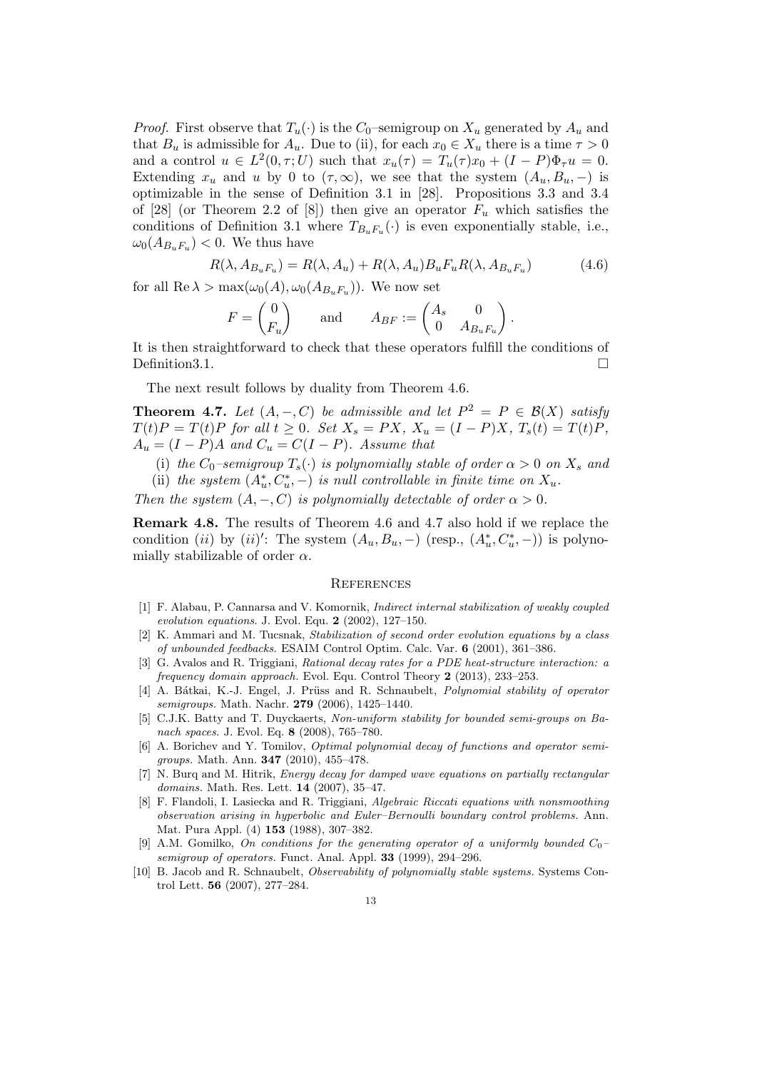*Proof.* First observe that $T_u(\cdot)$ is the $C_0$–semigroup on $X_u$ generated by $A_u$ and that $B_u$ is admissible for $A_u$. Due to (ii), for each $x_0 \in X_u$ there is a time $\tau > 0$ and a control $u \in L^2(0,\tau;U)$ such that $x_u(\tau) = T_u(\tau)x_0 + (I-P)\Phi_\tau u = 0$. Extending $x_u$ and $u$ by 0 to $(\tau,\infty)$, we see that the system $(A_u, B_u, -)$ is optimizable in the sense of Definition 3.1 in [28]. Propositions 3.3 and 3.4 of [28] (or Theorem 2.2 of [8]) then give an operator $F_u$ which satisfies the conditions of Definition 3.1 where $T_{B_uF_u}(\cdot)$ is even exponentially stable, i.e., $\omega_0(A_{B_uF_u}) < 0$. We thus have

$$R(\lambda, A_{B_uF_u}) = R(\lambda, A_u) + R(\lambda, A_u)B_uF_uR(\lambda, A_{B_uF_u}) \tag{4.6}$$

for all $\operatorname{Re}\lambda > \max(\omega_0(A), \omega_0(A_{B_uF_u}))$. We now set

$$F = \begin{pmatrix} 0 \\ F_u \end{pmatrix} \qquad \text{and} \qquad A_{BF} := \begin{pmatrix} A_s & 0 \\ 0 & A_{B_uF_u} \end{pmatrix}.$$

It is then straightforward to check that these operators fulfill the conditions of Definition3.1. $\square$

The next result follows by duality from Theorem 4.6.

**Theorem 4.7.** *Let $(A, -, C)$ be admissible and let $P^2 = P \in \mathcal{B}(X)$ satisfy $T(t)P = T(t)P$ for all $t \geq 0$. Set $X_s = PX$, $X_u = (I-P)X$, $T_s(t) = T(t)P$, $A_u = (I-P)A$ and $C_u = C(I-P)$. Assume that*

(i) *the $C_0$–semigroup $T_s(\cdot)$ is polynomially stable of order $\alpha > 0$ on $X_s$ and*
(ii) *the system $(A_u^*, C_u^*, -)$ is null controllable in finite time on $X_u$.*

*Then the system $(A, -, C)$ is polynomially detectable of order $\alpha > 0$.*

**Remark 4.8.** The results of Theorem 4.6 and 4.7 also hold if we replace the condition $(ii)$ by $(ii)'$: The system $(A_u, B_u, -)$ (resp., $(A_u^*, C_u^*, -)$) is polynomially stabilizable of order $\alpha$.

## References

[1] F. Alabau, P. Cannarsa and V. Komornik, *Indirect internal stabilization of weakly coupled evolution equations.* J. Evol. Equ. **2** (2002), 127–150.

[2] K. Ammari and M. Tucsnak, *Stabilization of second order evolution equations by a class of unbounded feedbacks.* ESAIM Control Optim. Calc. Var. **6** (2001), 361–386.

[3] G. Avalos and R. Triggiani, *Rational decay rates for a PDE heat-structure interaction: a frequency domain approach.* Evol. Equ. Control Theory **2** (2013), 233–253.

[4] A. Bátkai, K.-J. Engel, J. Prüss and R. Schnaubelt, *Polynomial stability of operator semigroups.* Math. Nachr. **279** (2006), 1425–1440.

[5] C.J.K. Batty and T. Duyckaerts, *Non-uniform stability for bounded semi-groups on Banach spaces.* J. Evol. Eq. **8** (2008), 765–780.

[6] A. Borichev and Y. Tomilov, *Optimal polynomial decay of functions and operator semigroups.* Math. Ann. **347** (2010), 455–478.

[7] N. Burq and M. Hitrik, *Energy decay for damped wave equations on partially rectangular domains.* Math. Res. Lett. **14** (2007), 35–47.

[8] F. Flandoli, I. Lasiecka and R. Triggiani, *Algebraic Riccati equations with nonsmoothing observation arising in hyperbolic and Euler–Bernoulli boundary control problems.* Ann. Mat. Pura Appl. (4) **153** (1988), 307–382.

[9] A.M. Gomilko, *On conditions for the generating operator of a uniformly bounded $C_0$–semigroup of operators.* Funct. Anal. Appl. **33** (1999), 294–296.

[10] B. Jacob and R. Schnaubelt, *Observability of polynomially stable systems.* Systems Control Lett. **56** (2007), 277–284.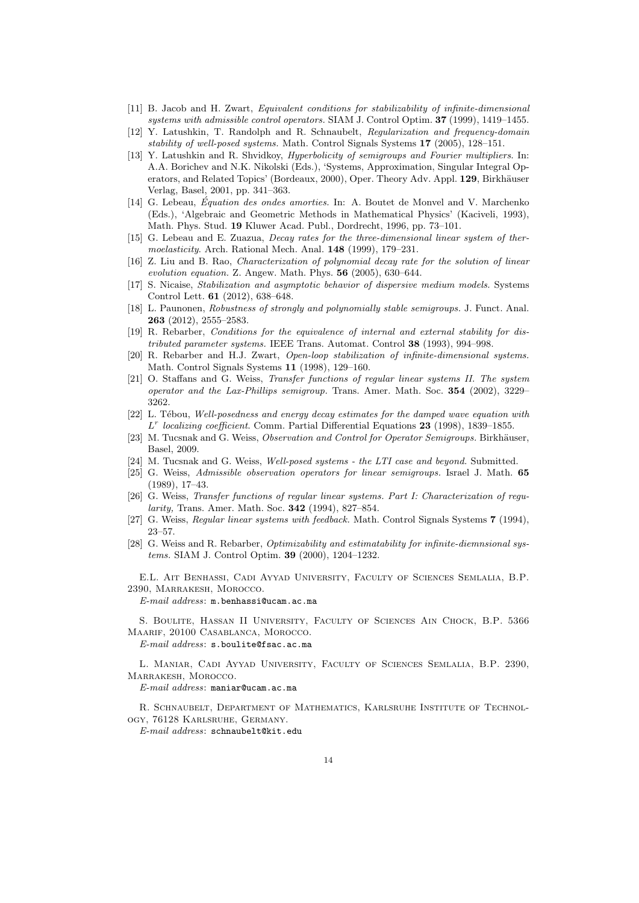[11] B. Jacob and H. Zwart, *Equivalent conditions for stabilizability of infinite-dimensional systems with admissible control operators*. SIAM J. Control Optim. **37** (1999), 1419–1455.

[12] Y. Latushkin, T. Randolph and R. Schnaubelt, *Regularization and frequency-domain stability of well-posed systems*. Math. Control Signals Systems **17** (2005), 128–151.

[13] Y. Latushkin and R. Shvidkoy, *Hyperbolicity of semigroups and Fourier multipliers*. In: A.A. Borichev and N.K. Nikolski (Eds.), 'Systems, Approximation, Singular Integral Operators, and Related Topics' (Bordeaux, 2000), Oper. Theory Adv. Appl. **129**, Birkhäuser Verlag, Basel, 2001, pp. 341–363.

[14] G. Lebeau, *Équation des ondes amorties*. In: A. Boutet de Monvel and V. Marchenko (Eds.), 'Algebraic and Geometric Methods in Mathematical Physics' (Kaciveli, 1993), Math. Phys. Stud. **19** Kluwer Acad. Publ., Dordrecht, 1996, pp. 73–101.

[15] G. Lebeau and E. Zuazua, *Decay rates for the three-dimensional linear system of thermoelasticity*. Arch. Rational Mech. Anal. **148** (1999), 179–231.

[16] Z. Liu and B. Rao, *Characterization of polynomial decay rate for the solution of linear evolution equation*. Z. Angew. Math. Phys. **56** (2005), 630–644.

[17] S. Nicaise, *Stabilization and asymptotic behavior of dispersive medium models*. Systems Control Lett. **61** (2012), 638–648.

[18] L. Paunonen, *Robustness of strongly and polynomially stable semigroups*. J. Funct. Anal. **263** (2012), 2555–2583.

[19] R. Rebarber, *Conditions for the equivalence of internal and external stability for distributed parameter systems*. IEEE Trans. Automat. Control **38** (1993), 994–998.

[20] R. Rebarber and H.J. Zwart, *Open-loop stabilization of infinite-dimensional systems*. Math. Control Signals Systems **11** (1998), 129–160.

[21] O. Staffans and G. Weiss, *Transfer functions of regular linear systems II. The system operator and the Lax-Phillips semigroup*. Trans. Amer. Math. Soc. **354** (2002), 3229–3262.

[22] L. Tébou, *Well-posedness and energy decay estimates for the damped wave equation with $L^r$ localizing coefficient*. Comm. Partial Differential Equations **23** (1998), 1839–1855.

[23] M. Tucsnak and G. Weiss, *Observation and Control for Operator Semigroups*. Birkhäuser, Basel, 2009.

[24] M. Tucsnak and G. Weiss, *Well-posed systems - the LTI case and beyond*. Submitted.

[25] G. Weiss, *Admissible observation operators for linear semigroups*. Israel J. Math. **65** (1989), 17–43.

[26] G. Weiss, *Transfer functions of regular linear systems. Part I: Characterization of regularity*, Trans. Amer. Math. Soc. **342** (1994), 827–854.

[27] G. Weiss, *Regular linear systems with feedback*. Math. Control Signals Systems **7** (1994), 23–57.

[28] G. Weiss and R. Rebarber, *Optimizability and estimatability for infinite-diemnsional systems*. SIAM J. Control Optim. **39** (2000), 1204–1232.

E.L. Ait Benhassi, Cadi Ayyad University, Faculty of Sciences Semlalia, B.P. 2390, Marrakesh, Morocco.

*E-mail address*: m.benhassi@ucam.ac.ma

S. Boulite, Hassan II University, Faculty of Sciences Ain Chock, B.P. 5366 Maarif, 20100 Casablanca, Morocco.

*E-mail address*: s.boulite@fsac.ac.ma

L. Maniar, Cadi Ayyad University, Faculty of Sciences Semlalia, B.P. 2390, Marrakesh, Morocco.

*E-mail address*: maniar@ucam.ac.ma

R. Schnaubelt, Department of Mathematics, Karlsruhe Institute of Technology, 76128 Karlsruhe, Germany.

*E-mail address*: schnaubelt@kit.edu